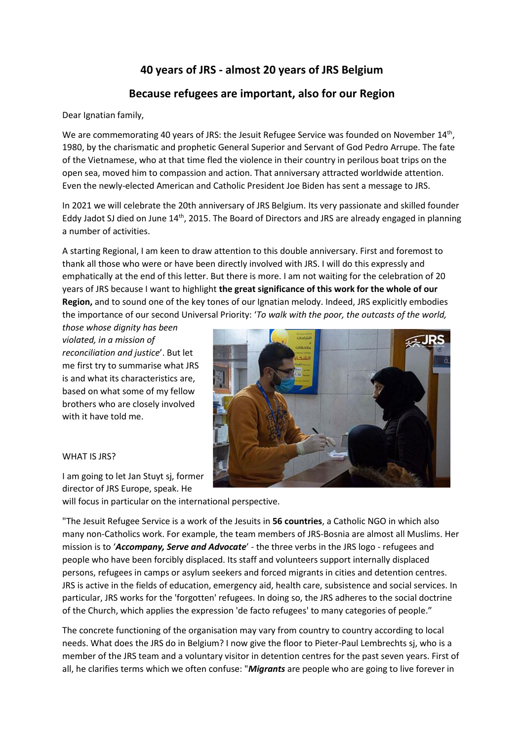# 40 years of JRS - almost 20 years of JRS Belgium

## Because refugees are important, also for our Region

Dear Ignatian family,

We are commemorating 40 years of JRS: the Jesuit Refugee Service was founded on November 14th, 1980, by the charismatic and prophetic General Superior and Servant of God Pedro Arrupe. The fate of the Vietnamese, who at that time fled the violence in their country in perilous boat trips on the open sea, moved him to compassion and action. That anniversary attracted worldwide attention. Even the newly-elected American and Catholic President Joe Biden has sent a message to JRS.

In 2021 we will celebrate the 20th anniversary of JRS Belgium. Its very passionate and skilled founder Eddy Jadot SJ died on June 14th, 2015. The Board of Directors and JRS are already engaged in planning a number of activities.

A starting Regional, I am keen to draw attention to this double anniversary. First and foremost to thank all those who were or have been directly involved with JRS. I will do this expressly and emphatically at the end of this letter. But there is more. I am not waiting for the celebration of 20 years of JRS because I want to highlight **the great significance of this work for the whole of our Region,** and to sound one of the key tones of our Ignatian melody. Indeed, JRS explicitly embodies the importance of our second Universal Priority: '*To walk with the poor, the outcasts of the world, those whose dignity has been violated, in a mission of reconciliation and justice*'. But let me first try to summarise what JRS is and what its characteristics are, based on what some of my fellow brothers who are closely involved with it have told me.

WHAT IS JRS?

I am going to let Jan Stuyt sj, former director of JRS Europe, speak. He will focus in particular on the international perspective.

"The Jesuit Refugee Service is a work of the Jesuits in **56 countries**, a Catholic NGO in which also many non-Catholics work. For example, the team members of JRS-Bosnia are almost all Muslims. Her mission is to '***Accompany, Serve and Advocate***' - the three verbs in the JRS logo - refugees and people who have been forcibly displaced. Its staff and volunteers support internally displaced persons, refugees in camps or asylum seekers and forced migrants in cities and detention centres. JRS is active in the fields of education, emergency aid, health care, subsistence and social services. In particular, JRS works for the 'forgotten' refugees. In doing so, the JRS adheres to the social doctrine of the Church, which applies the expression 'de facto refugees' to many categories of people."

The concrete functioning of the organisation may vary from country to country according to local needs. What does the JRS do in Belgium? I now give the floor to Pieter-Paul Lembrechts sj, who is a member of the JRS team and a voluntary visitor in detention centres for the past seven years. First of all, he clarifies terms which we often confuse: "***Migrants*** are people who are going to live forever in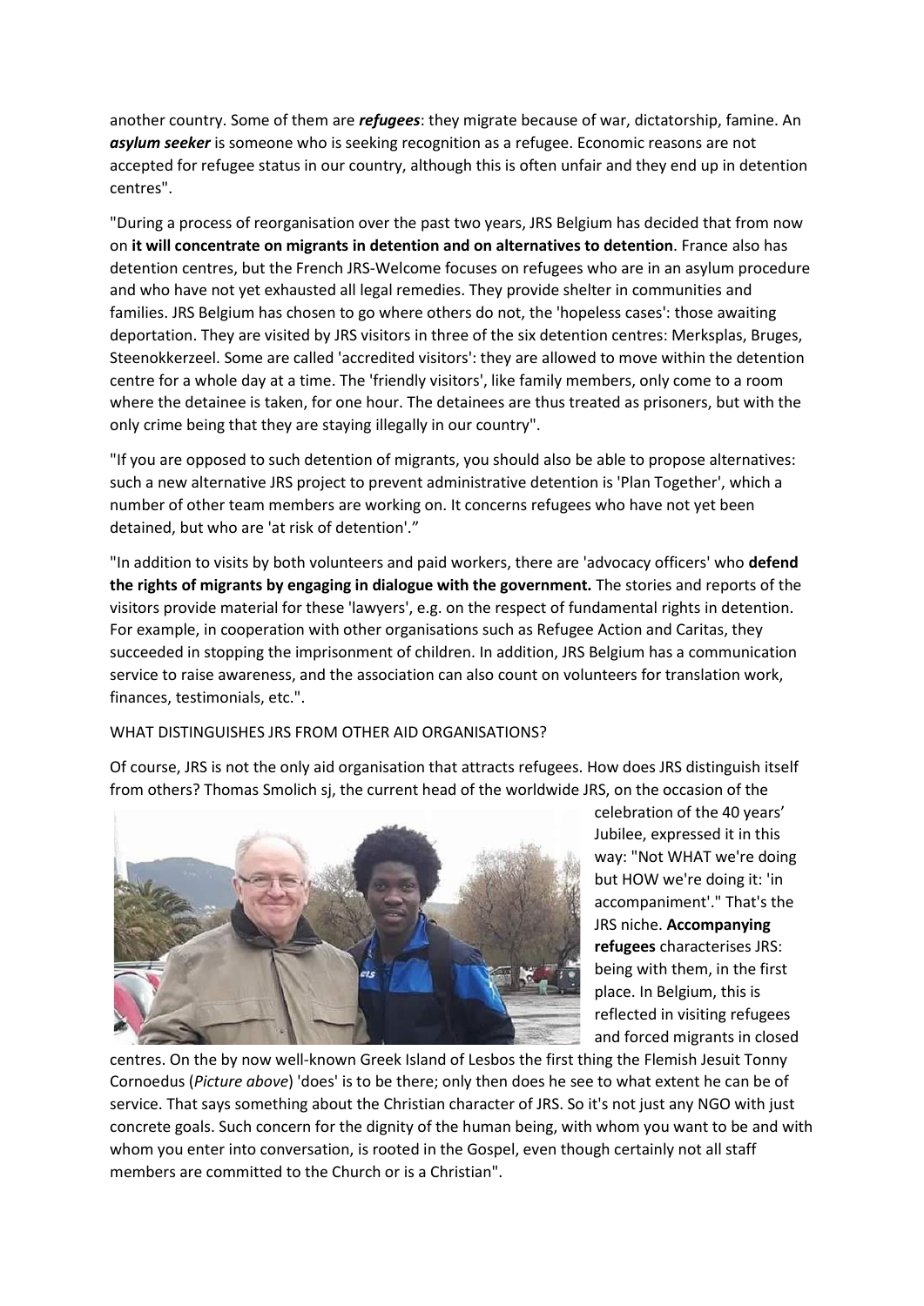another country. Some of them are ***refugees***: they migrate because of war, dictatorship, famine. An ***asylum seeker*** is someone who is seeking recognition as a refugee. Economic reasons are not accepted for refugee status in our country, although this is often unfair and they end up in detention centres".

"During a process of reorganisation over the past two years, JRS Belgium has decided that from now on **it will concentrate on migrants in detention and on alternatives to detention**. France also has detention centres, but the French JRS-Welcome focuses on refugees who are in an asylum procedure and who have not yet exhausted all legal remedies. They provide shelter in communities and families. JRS Belgium has chosen to go where others do not, the 'hopeless cases': those awaiting deportation. They are visited by JRS visitors in three of the six detention centres: Merksplas, Bruges, Steenokkerzeel. Some are called 'accredited visitors': they are allowed to move within the detention centre for a whole day at a time. The 'friendly visitors', like family members, only come to a room where the detainee is taken, for one hour. The detainees are thus treated as prisoners, but with the only crime being that they are staying illegally in our country".

"If you are opposed to such detention of migrants, you should also be able to propose alternatives: such a new alternative JRS project to prevent administrative detention is 'Plan Together', which a number of other team members are working on. It concerns refugees who have not yet been detained, but who are 'at risk of detention'."

"In addition to visits by both volunteers and paid workers, there are 'advocacy officers' who **defend the rights of migrants by engaging in dialogue with the government.** The stories and reports of the visitors provide material for these 'lawyers', e.g. on the respect of fundamental rights in detention. For example, in cooperation with other organisations such as Refugee Action and Caritas, they succeeded in stopping the imprisonment of children. In addition, JRS Belgium has a communication service to raise awareness, and the association can also count on volunteers for translation work, finances, testimonials, etc.".

WHAT DISTINGUISHES JRS FROM OTHER AID ORGANISATIONS?

Of course, JRS is not the only aid organisation that attracts refugees. How does JRS distinguish itself from others? Thomas Smolich sj, the current head of the worldwide JRS, on the occasion of the celebration of the 40 years' Jubilee, expressed it in this way: "Not WHAT we're doing but HOW we're doing it: 'in accompaniment'." That's the JRS niche. **Accompanying refugees** characterises JRS: being with them, in the first place. In Belgium, this is reflected in visiting refugees and forced migrants in closed centres. On the by now well-known Greek Island of Lesbos the first thing the Flemish Jesuit Tonny Cornoedus (*Picture above*) 'does' is to be there; only then does he see to what extent he can be of service. That says something about the Christian character of JRS. So it's not just any NGO with just concrete goals. Such concern for the dignity of the human being, with whom you want to be and with whom you enter into conversation, is rooted in the Gospel, even though certainly not all staff members are committed to the Church or is a Christian".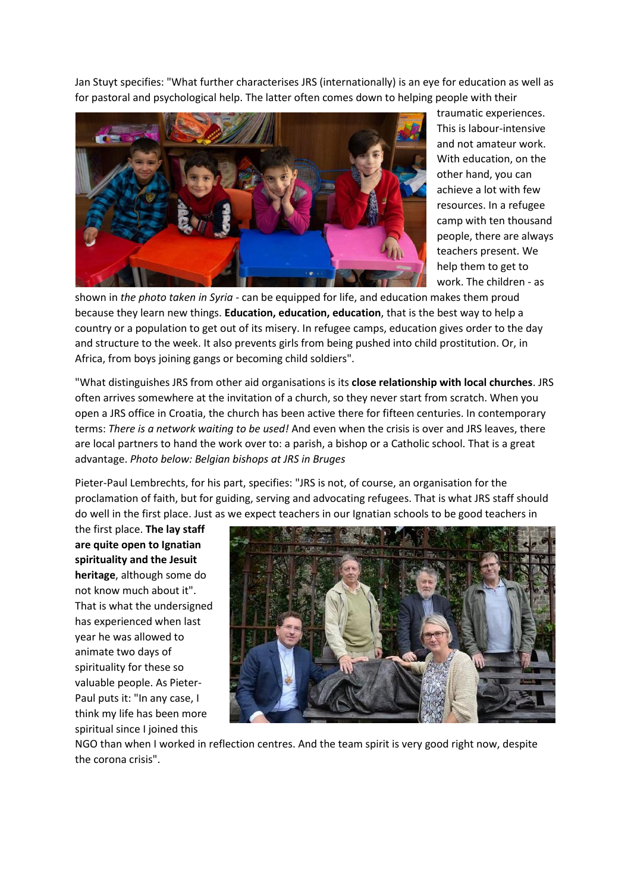Jan Stuyt specifies: "What further characterises JRS (internationally) is an eye for education as well as for pastoral and psychological help. The latter often comes down to helping people with their traumatic experiences. This is labour-intensive and not amateur work. With education, on the other hand, you can achieve a lot with few resources. In a refugee camp with ten thousand people, there are always teachers present. We help them to get to work. The children - as shown in *the photo taken in Syria* - can be equipped for life, and education makes them proud because they learn new things. **Education, education, education**, that is the best way to help a country or a population to get out of its misery. In refugee camps, education gives order to the day and structure to the week. It also prevents girls from being pushed into child prostitution. Or, in Africa, from boys joining gangs or becoming child soldiers".

"What distinguishes JRS from other aid organisations is its **close relationship with local churches**. JRS often arrives somewhere at the invitation of a church, so they never start from scratch. When you open a JRS office in Croatia, the church has been active there for fifteen centuries. In contemporary terms: *There is a network waiting to be used!* And even when the crisis is over and JRS leaves, there are local partners to hand the work over to: a parish, a bishop or a Catholic school. That is a great advantage. *Photo below: Belgian bishops at JRS in Bruges*

Pieter-Paul Lembrechts, for his part, specifies: "JRS is not, of course, an organisation for the proclamation of faith, but for guiding, serving and advocating refugees. That is what JRS staff should do well in the first place. Just as we expect teachers in our Ignatian schools to be good teachers in the first place. **The lay staff are quite open to Ignatian spirituality and the Jesuit heritage**, although some do not know much about it". That is what the undersigned has experienced when last year he was allowed to animate two days of spirituality for these so valuable people. As Pieter-Paul puts it: "In any case, I think my life has been more spiritual since I joined this NGO than when I worked in reflection centres. And the team spirit is very good right now, despite the corona crisis".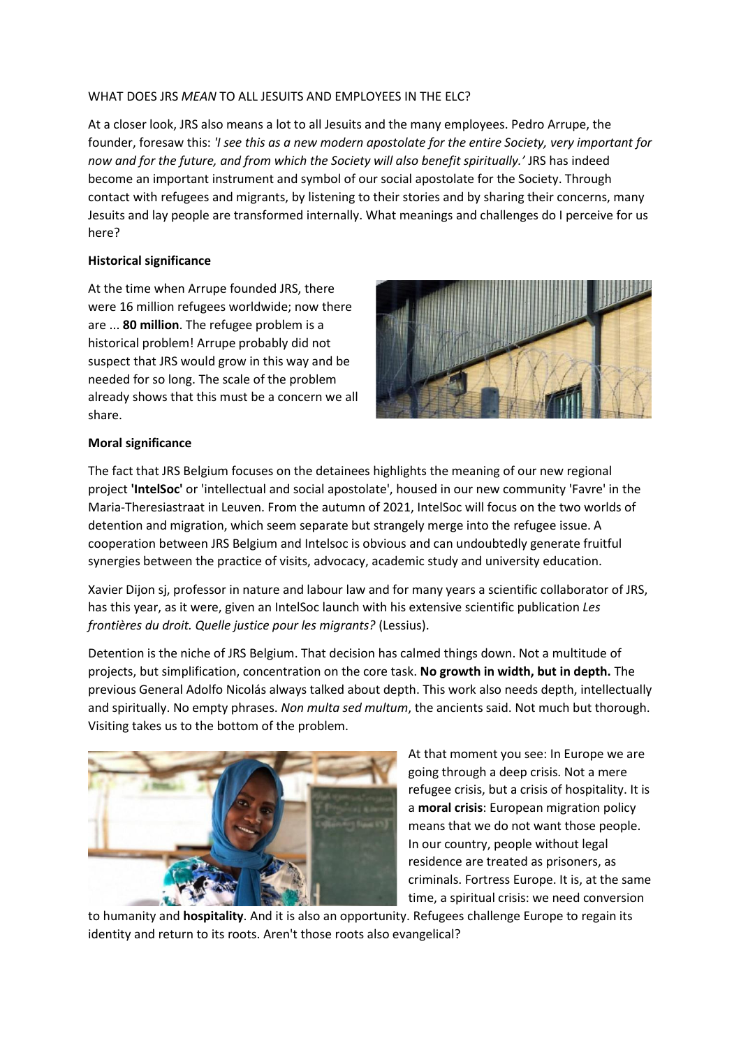WHAT DOES JRS *MEAN* TO ALL JESUITS AND EMPLOYEES IN THE ELC?

At a closer look, JRS also means a lot to all Jesuits and the many employees. Pedro Arrupe, the founder, foresaw this: *'I see this as a new modern apostolate for the entire Society, very important for now and for the future, and from which the Society will also benefit spiritually.'* JRS has indeed become an important instrument and symbol of our social apostolate for the Society. Through contact with refugees and migrants, by listening to their stories and by sharing their concerns, many Jesuits and lay people are transformed internally. What meanings and challenges do I perceive for us here?

**Historical significance**

At the time when Arrupe founded JRS, there were 16 million refugees worldwide; now there are ... **80 million**. The refugee problem is a historical problem! Arrupe probably did not suspect that JRS would grow in this way and be needed for so long. The scale of the problem already shows that this must be a concern we all share.

**Moral significance**

The fact that JRS Belgium focuses on the detainees highlights the meaning of our new regional project **'IntelSoc'** or 'intellectual and social apostolate', housed in our new community 'Favre' in the Maria-Theresiastraat in Leuven. From the autumn of 2021, IntelSoc will focus on the two worlds of detention and migration, which seem separate but strangely merge into the refugee issue. A cooperation between JRS Belgium and Intelsoc is obvious and can undoubtedly generate fruitful synergies between the practice of visits, advocacy, academic study and university education.

Xavier Dijon sj, professor in nature and labour law and for many years a scientific collaborator of JRS, has this year, as it were, given an IntelSoc launch with his extensive scientific publication *Les frontières du droit. Quelle justice pour les migrants?* (Lessius).

Detention is the niche of JRS Belgium. That decision has calmed things down. Not a multitude of projects, but simplification, concentration on the core task. **No growth in width, but in depth.** The previous General Adolfo Nicolás always talked about depth. This work also needs depth, intellectually and spiritually. No empty phrases. *Non multa sed multum*, the ancients said. Not much but thorough. Visiting takes us to the bottom of the problem.

At that moment you see: In Europe we are going through a deep crisis. Not a mere refugee crisis, but a crisis of hospitality. It is a **moral crisis**: European migration policy means that we do not want those people. In our country, people without legal residence are treated as prisoners, as criminals. Fortress Europe. It is, at the same time, a spiritual crisis: we need conversion to humanity and **hospitality**. And it is also an opportunity. Refugees challenge Europe to regain its identity and return to its roots. Aren't those roots also evangelical?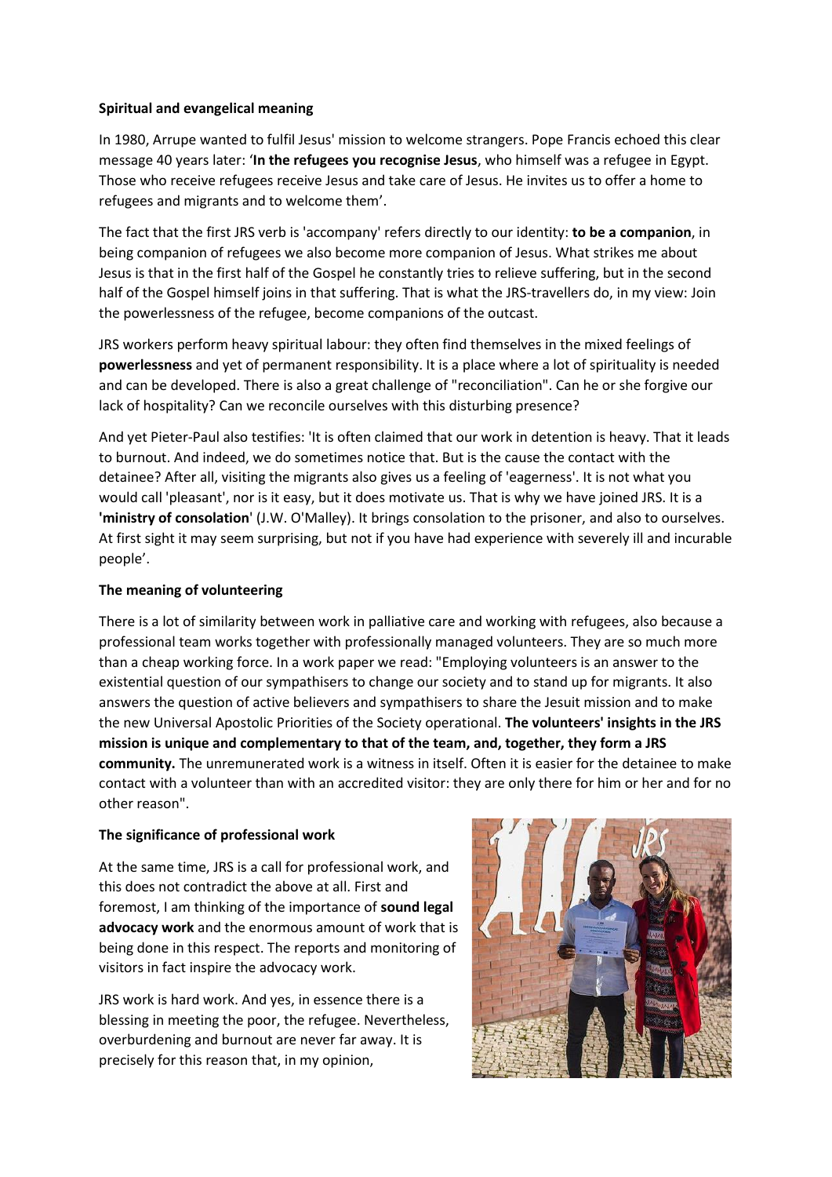**Spiritual and evangelical meaning**

In 1980, Arrupe wanted to fulfil Jesus' mission to welcome strangers. Pope Francis echoed this clear message 40 years later: '**In the refugees you recognise Jesus**, who himself was a refugee in Egypt. Those who receive refugees receive Jesus and take care of Jesus. He invites us to offer a home to refugees and migrants and to welcome them'.

The fact that the first JRS verb is 'accompany' refers directly to our identity: **to be a companion**, in being companion of refugees we also become more companion of Jesus. What strikes me about Jesus is that in the first half of the Gospel he constantly tries to relieve suffering, but in the second half of the Gospel himself joins in that suffering. That is what the JRS-travellers do, in my view: Join the powerlessness of the refugee, become companions of the outcast.

JRS workers perform heavy spiritual labour: they often find themselves in the mixed feelings of **powerlessness** and yet of permanent responsibility. It is a place where a lot of spirituality is needed and can be developed. There is also a great challenge of "reconciliation". Can he or she forgive our lack of hospitality? Can we reconcile ourselves with this disturbing presence?

And yet Pieter-Paul also testifies: 'It is often claimed that our work in detention is heavy. That it leads to burnout. And indeed, we do sometimes notice that. But is the cause the contact with the detainee? After all, visiting the migrants also gives us a feeling of 'eagerness'. It is not what you would call 'pleasant', nor is it easy, but it does motivate us. That is why we have joined JRS. It is a **'ministry of consolation**' (J.W. O'Malley). It brings consolation to the prisoner, and also to ourselves. At first sight it may seem surprising, but not if you have had experience with severely ill and incurable people'.

**The meaning of volunteering**

There is a lot of similarity between work in palliative care and working with refugees, also because a professional team works together with professionally managed volunteers. They are so much more than a cheap working force. In a work paper we read: "Employing volunteers is an answer to the existential question of our sympathisers to change our society and to stand up for migrants. It also answers the question of active believers and sympathisers to share the Jesuit mission and to make the new Universal Apostolic Priorities of the Society operational. **The volunteers' insights in the JRS mission is unique and complementary to that of the team, and, together, they form a JRS community.** The unremunerated work is a witness in itself. Often it is easier for the detainee to make contact with a volunteer than with an accredited visitor: they are only there for him or her and for no other reason".

**The significance of professional work**

At the same time, JRS is a call for professional work, and this does not contradict the above at all. First and foremost, I am thinking of the importance of **sound legal advocacy work** and the enormous amount of work that is being done in this respect. The reports and monitoring of visitors in fact inspire the advocacy work.

JRS work is hard work. And yes, in essence there is a blessing in meeting the poor, the refugee. Nevertheless, overburdening and burnout are never far away. It is precisely for this reason that, in my opinion,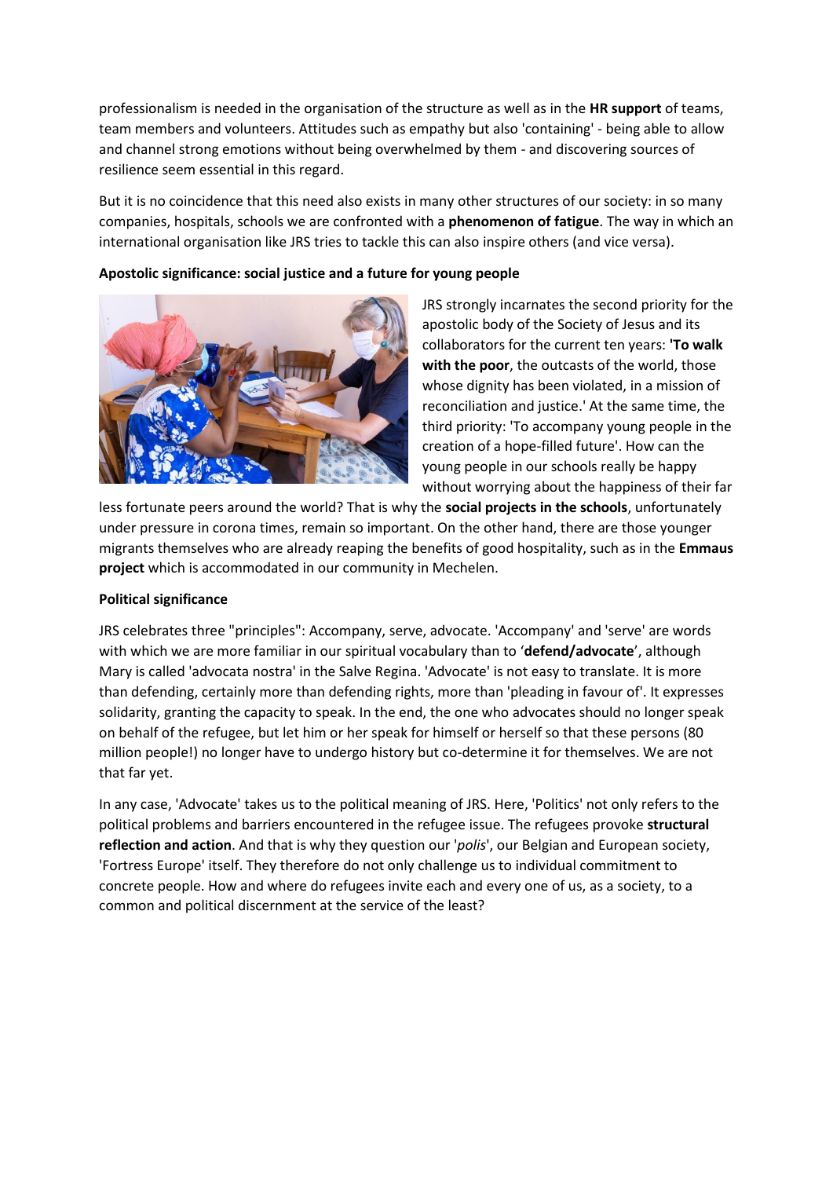professionalism is needed in the organisation of the structure as well as in the **HR support** of teams, team members and volunteers. Attitudes such as empathy but also 'containing' - being able to allow and channel strong emotions without being overwhelmed by them - and discovering sources of resilience seem essential in this regard.

But it is no coincidence that this need also exists in many other structures of our society: in so many companies, hospitals, schools we are confronted with a **phenomenon of fatigue**. The way in which an international organisation like JRS tries to tackle this can also inspire others (and vice versa).

**Apostolic significance: social justice and a future for young people**

JRS strongly incarnates the second priority for the apostolic body of the Society of Jesus and its collaborators for the current ten years: **'To walk with the poor**, the outcasts of the world, those whose dignity has been violated, in a mission of reconciliation and justice.' At the same time, the third priority: 'To accompany young people in the creation of a hope-filled future'. How can the young people in our schools really be happy without worrying about the happiness of their far less fortunate peers around the world? That is why the **social projects in the schools**, unfortunately under pressure in corona times, remain so important. On the other hand, there are those younger migrants themselves who are already reaping the benefits of good hospitality, such as in the **Emmaus project** which is accommodated in our community in Mechelen.

**Political significance**

JRS celebrates three "principles": Accompany, serve, advocate. 'Accompany' and 'serve' are words with which we are more familiar in our spiritual vocabulary than to '**defend/advocate**', although Mary is called 'advocata nostra' in the Salve Regina. 'Advocate' is not easy to translate. It is more than defending, certainly more than defending rights, more than 'pleading in favour of'. It expresses solidarity, granting the capacity to speak. In the end, the one who advocates should no longer speak on behalf of the refugee, but let him or her speak for himself or herself so that these persons (80 million people!) no longer have to undergo history but co-determine it for themselves. We are not that far yet.

In any case, 'Advocate' takes us to the political meaning of JRS. Here, 'Politics' not only refers to the political problems and barriers encountered in the refugee issue. The refugees provoke **structural reflection and action**. And that is why they question our '*polis*', our Belgian and European society, 'Fortress Europe' itself. They therefore do not only challenge us to individual commitment to concrete people. How and where do refugees invite each and every one of us, as a society, to a common and political discernment at the service of the least?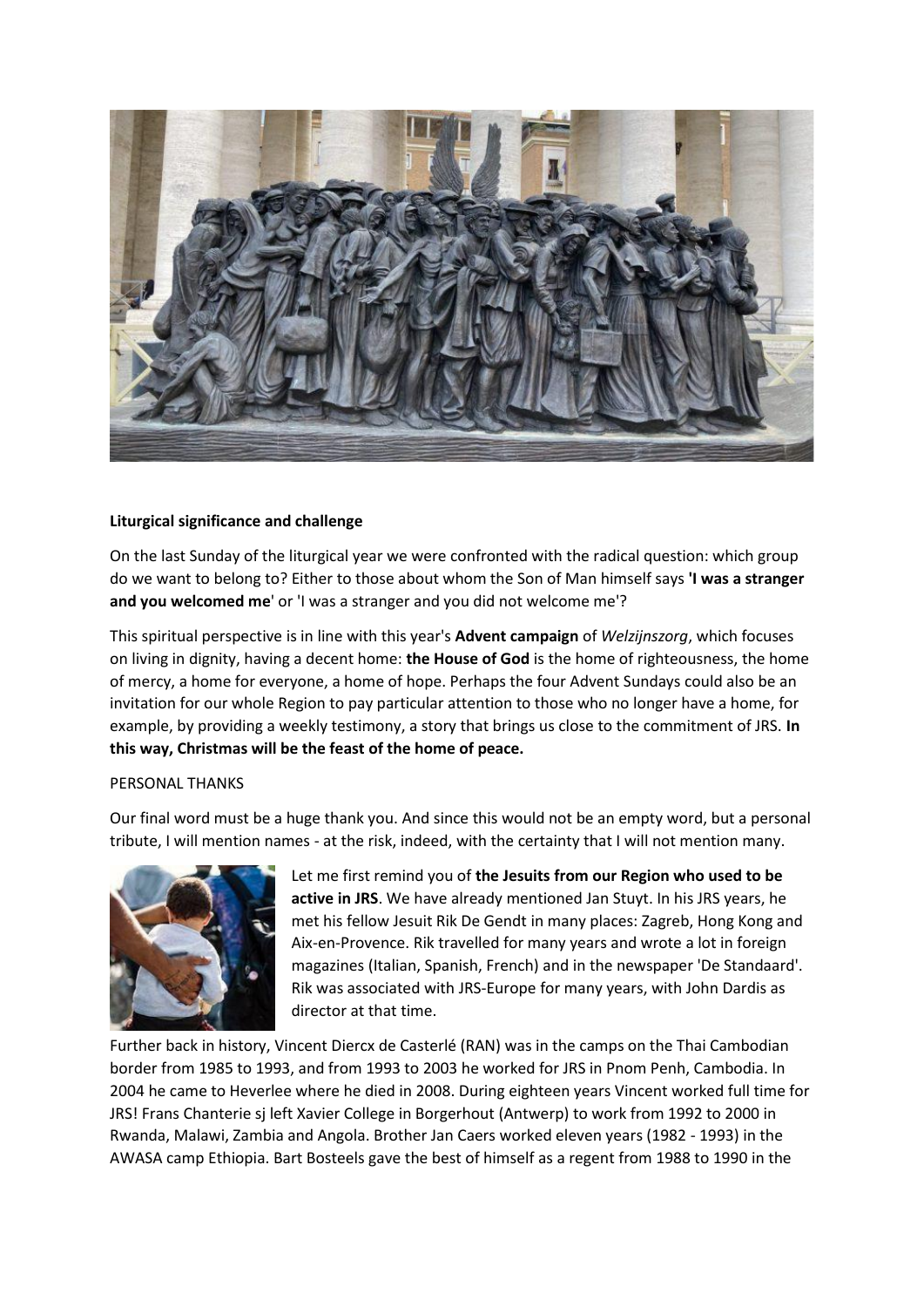**Liturgical significance and challenge**

On the last Sunday of the liturgical year we were confronted with the radical question: which group do we want to belong to? Either to those about whom the Son of Man himself says **'I was a stranger and you welcomed me'** or 'I was a stranger and you did not welcome me'?

This spiritual perspective is in line with this year's **Advent campaign** of *Welzijnszorg*, which focuses on living in dignity, having a decent home: **the House of God** is the home of righteousness, the home of mercy, a home for everyone, a home of hope. Perhaps the four Advent Sundays could also be an invitation for our whole Region to pay particular attention to those who no longer have a home, for example, by providing a weekly testimony, a story that brings us close to the commitment of JRS. **In this way, Christmas will be the feast of the home of peace.**

PERSONAL THANKS

Our final word must be a huge thank you. And since this would not be an empty word, but a personal tribute, I will mention names - at the risk, indeed, with the certainty that I will not mention many.

Let me first remind you of **the Jesuits from our Region who used to be active in JRS**. We have already mentioned Jan Stuyt. In his JRS years, he met his fellow Jesuit Rik De Gendt in many places: Zagreb, Hong Kong and Aix-en-Provence. Rik travelled for many years and wrote a lot in foreign magazines (Italian, Spanish, French) and in the newspaper 'De Standaard'. Rik was associated with JRS-Europe for many years, with John Dardis as director at that time.

Further back in history, Vincent Diercx de Casterlé (RAN) was in the camps on the Thai Cambodian border from 1985 to 1993, and from 1993 to 2003 he worked for JRS in Pnom Penh, Cambodia. In 2004 he came to Heverlee where he died in 2008. During eighteen years Vincent worked full time for JRS! Frans Chanterie sj left Xavier College in Borgerhout (Antwerp) to work from 1992 to 2000 in Rwanda, Malawi, Zambia and Angola. Brother Jan Caers worked eleven years (1982 - 1993) in the AWASA camp Ethiopia. Bart Bosteels gave the best of himself as a regent from 1988 to 1990 in the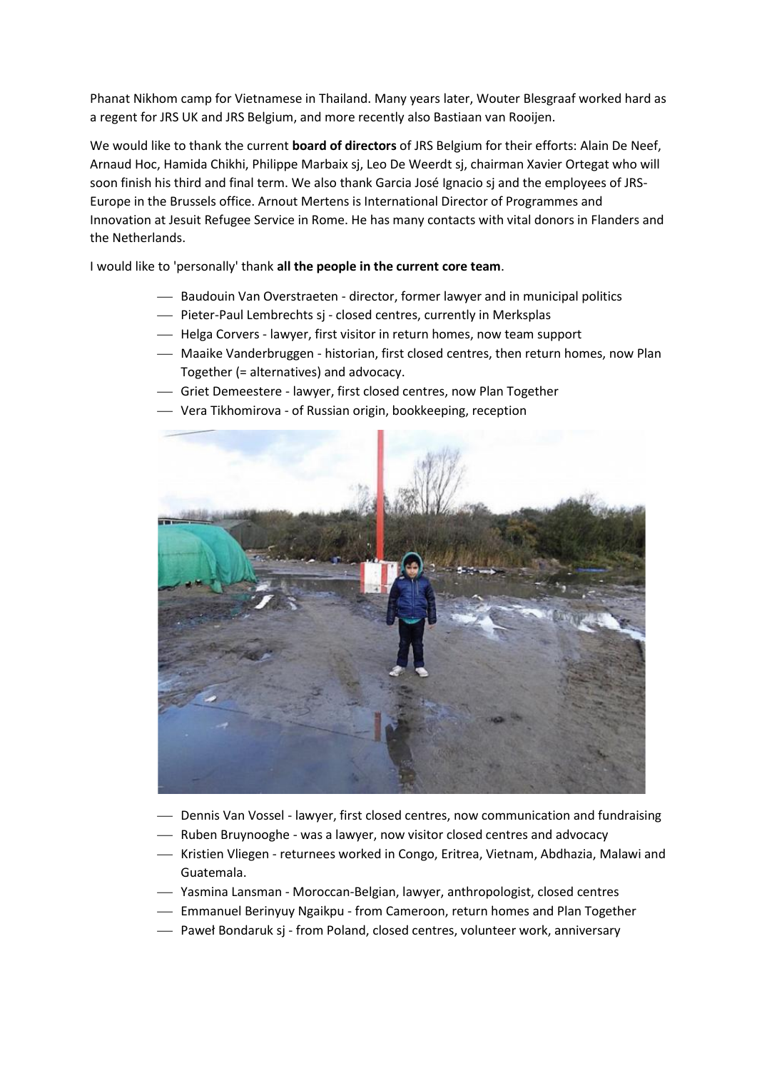Phanat Nikhom camp for Vietnamese in Thailand. Many years later, Wouter Blesgraaf worked hard as a regent for JRS UK and JRS Belgium, and more recently also Bastiaan van Rooijen.

We would like to thank the current **board of directors** of JRS Belgium for their efforts: Alain De Neef, Arnaud Hoc, Hamida Chikhi, Philippe Marbaix sj, Leo De Weerdt sj, chairman Xavier Ortegat who will soon finish his third and final term. We also thank Garcia José Ignacio sj and the employees of JRS-Europe in the Brussels office. Arnout Mertens is International Director of Programmes and Innovation at Jesuit Refugee Service in Rome. He has many contacts with vital donors in Flanders and the Netherlands.

I would like to 'personally' thank **all the people in the current core team**.

- Baudouin Van Overstraeten - director, former lawyer and in municipal politics
- Pieter-Paul Lembrechts sj - closed centres, currently in Merksplas
- Helga Corvers - lawyer, first visitor in return homes, now team support
- Maaike Vanderbruggen - historian, first closed centres, then return homes, now Plan Together (= alternatives) and advocacy.
- Griet Demeestere - lawyer, first closed centres, now Plan Together
- Vera Tikhomirova - of Russian origin, bookkeeping, reception
- Dennis Van Vossel - lawyer, first closed centres, now communication and fundraising
- Ruben Bruynooghe - was a lawyer, now visitor closed centres and advocacy
- Kristien Vliegen - returnees worked in Congo, Eritrea, Vietnam, Abdhazia, Malawi and Guatemala.
- Yasmina Lansman - Moroccan-Belgian, lawyer, anthropologist, closed centres
- Emmanuel Berinyuy Ngaikpu - from Cameroon, return homes and Plan Together
- Paweł Bondaruk sj - from Poland, closed centres, volunteer work, anniversary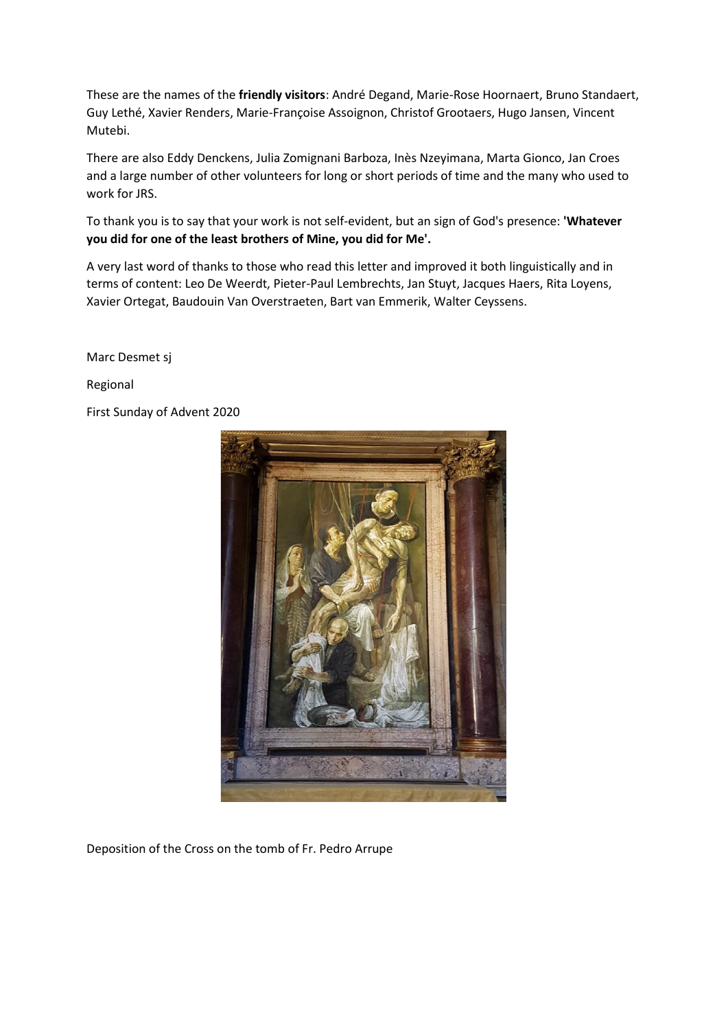These are the names of the **friendly visitors**: André Degand, Marie-Rose Hoornaert, Bruno Standaert, Guy Lethé, Xavier Renders, Marie-Françoise Assoignon, Christof Grootaers, Hugo Jansen, Vincent Mutebi.

There are also Eddy Denckens, Julia Zomignani Barboza, Inès Nzeyimana, Marta Gionco, Jan Croes and a large number of other volunteers for long or short periods of time and the many who used to work for JRS.

To thank you is to say that your work is not self-evident, but an sign of God's presence: **'Whatever you did for one of the least brothers of Mine, you did for Me'.**

A very last word of thanks to those who read this letter and improved it both linguistically and in terms of content: Leo De Weerdt, Pieter-Paul Lembrechts, Jan Stuyt, Jacques Haers, Rita Loyens, Xavier Ortegat, Baudouin Van Overstraeten, Bart van Emmerik, Walter Ceyssens.

Marc Desmet sj

Regional

First Sunday of Advent 2020

Deposition of the Cross on the tomb of Fr. Pedro Arrupe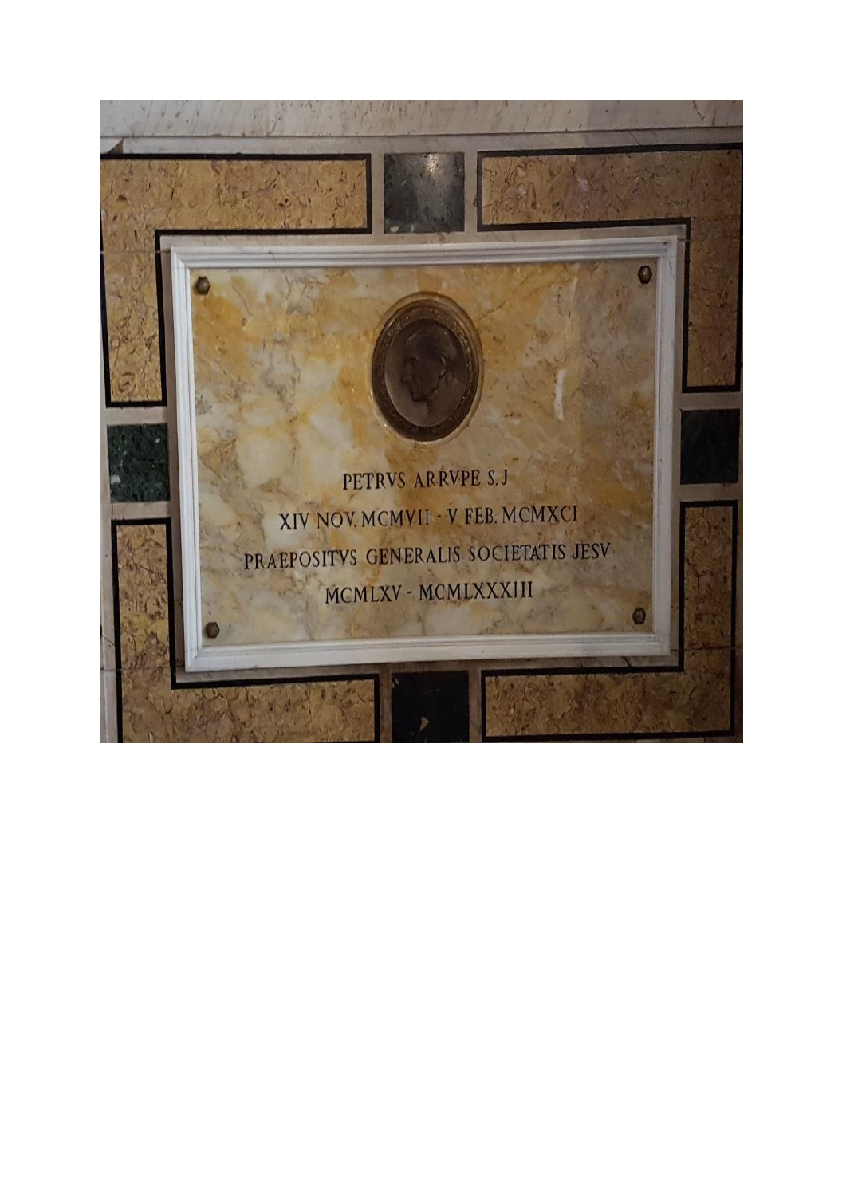PETRVS ARRVPE S.J

XIV NOV. MCMVII - V FEB. MCMXCI

PRAEPOSITVS GENERALIS SOCIETATIS JESV

MCMLXV - MCMLXXXIII